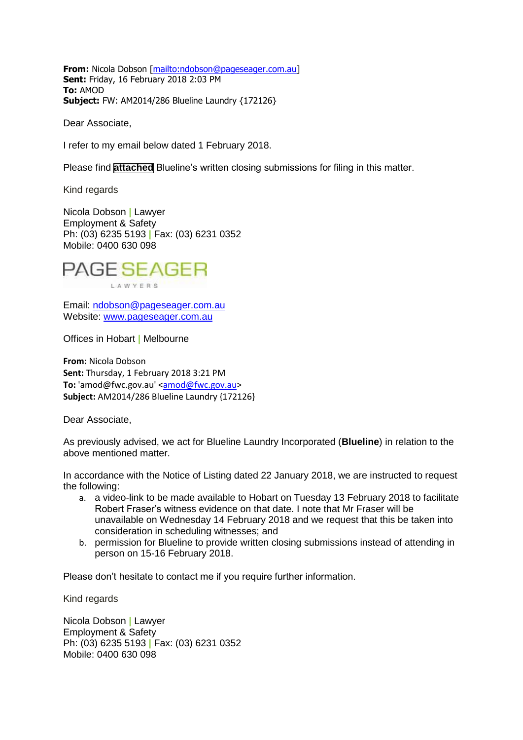**From:** Nicola Dobson [mailto:ndobson@pageseager.com.au]
**Sent:** Friday, 16 February 2018 2:03 PM
**To:** AMOD
**Subject:** FW: AM2014/286 Blueline Laundry {172126}

Dear Associate,

I refer to my email below dated 1 February 2018.

Please find **attached** Blueline's written closing submissions for filing in this matter.

Kind regards

Nicola Dobson | Lawyer
Employment & Safety
Ph: (03) 6235 5193 | Fax: (03) 6231 0352
Mobile: 0400 630 098

PAGE SEAGER
LAWYERS

Email: ndobson@pageseager.com.au
Website: www.pageseager.com.au

Offices in Hobart | Melbourne

**From:** Nicola Dobson
**Sent:** Thursday, 1 February 2018 3:21 PM
**To:** 'amod@fwc.gov.au' <amod@fwc.gov.au>
**Subject:** AM2014/286 Blueline Laundry {172126}

Dear Associate,

As previously advised, we act for Blueline Laundry Incorporated (**Blueline**) in relation to the above mentioned matter.

In accordance with the Notice of Listing dated 22 January 2018, we are instructed to request the following:

a. a video-link to be made available to Hobart on Tuesday 13 February 2018 to facilitate Robert Fraser's witness evidence on that date. I note that Mr Fraser will be unavailable on Wednesday 14 February 2018 and we request that this be taken into consideration in scheduling witnesses; and
b. permission for Blueline to provide written closing submissions instead of attending in person on 15-16 February 2018.

Please don't hesitate to contact me if you require further information.

Kind regards

Nicola Dobson | Lawyer
Employment & Safety
Ph: (03) 6235 5193 | Fax: (03) 6231 0352
Mobile: 0400 630 098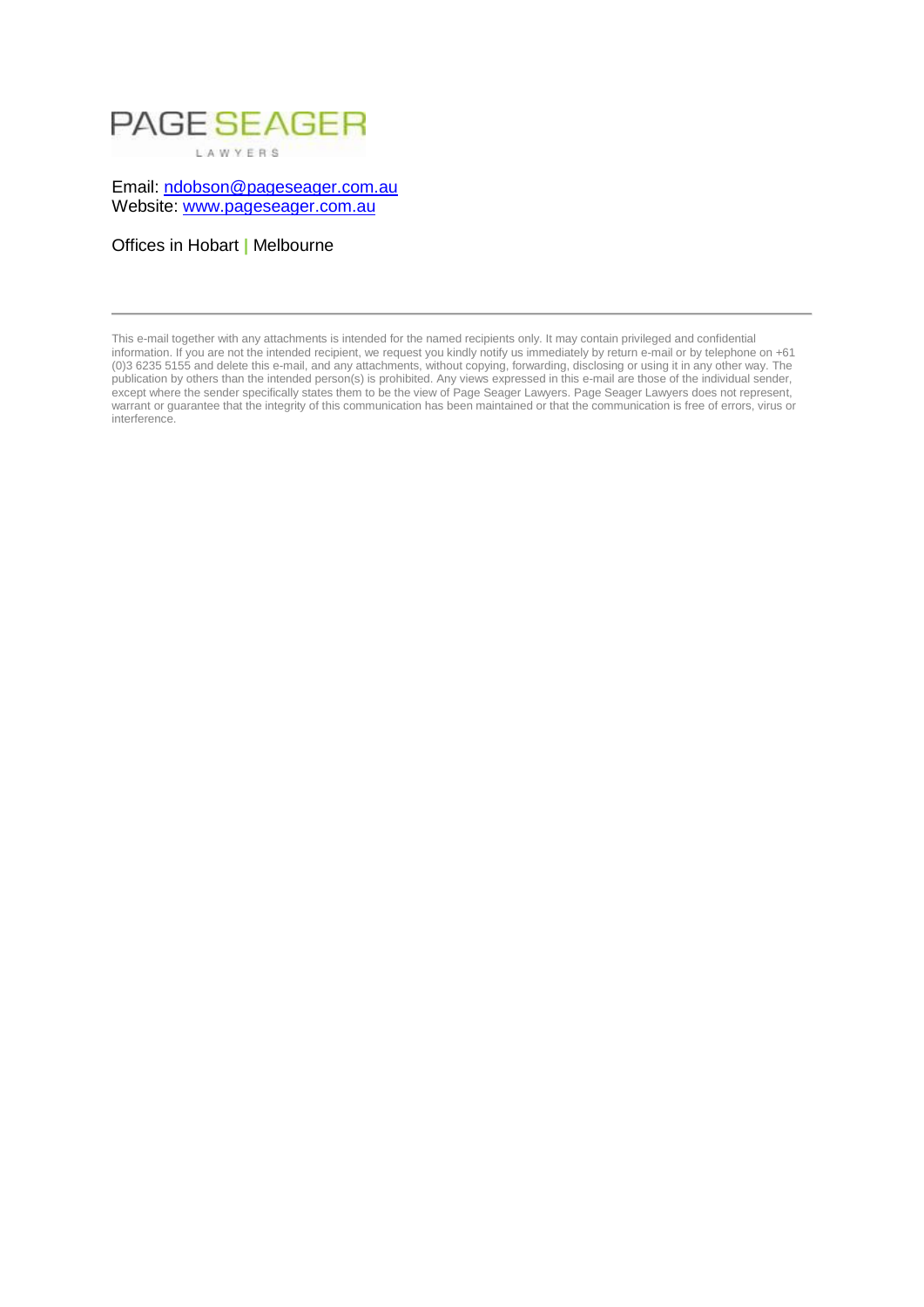PAGE SEAGER

LAWYERS

Email: [ndobson@pageseager.com.au](mailto:ndobson@pageseager.com.au)
Website: [www.pageseager.com.au](http://www.pageseager.com.au)

Offices in Hobart | Melbourne

---

This e-mail together with any attachments is intended for the named recipients only. It may contain privileged and confidential information. If you are not the intended recipient, we request you kindly notify us immediately by return e-mail or by telephone on +61 (0)3 6235 5155 and delete this e-mail, and any attachments, without copying, forwarding, disclosing or using it in any other way. The publication by others than the intended person(s) is prohibited. Any views expressed in this e-mail are those of the individual sender, except where the sender specifically states them to be the view of Page Seager Lawyers. Page Seager Lawyers does not represent, warrant or guarantee that the integrity of this communication has been maintained or that the communication is free of errors, virus or interference.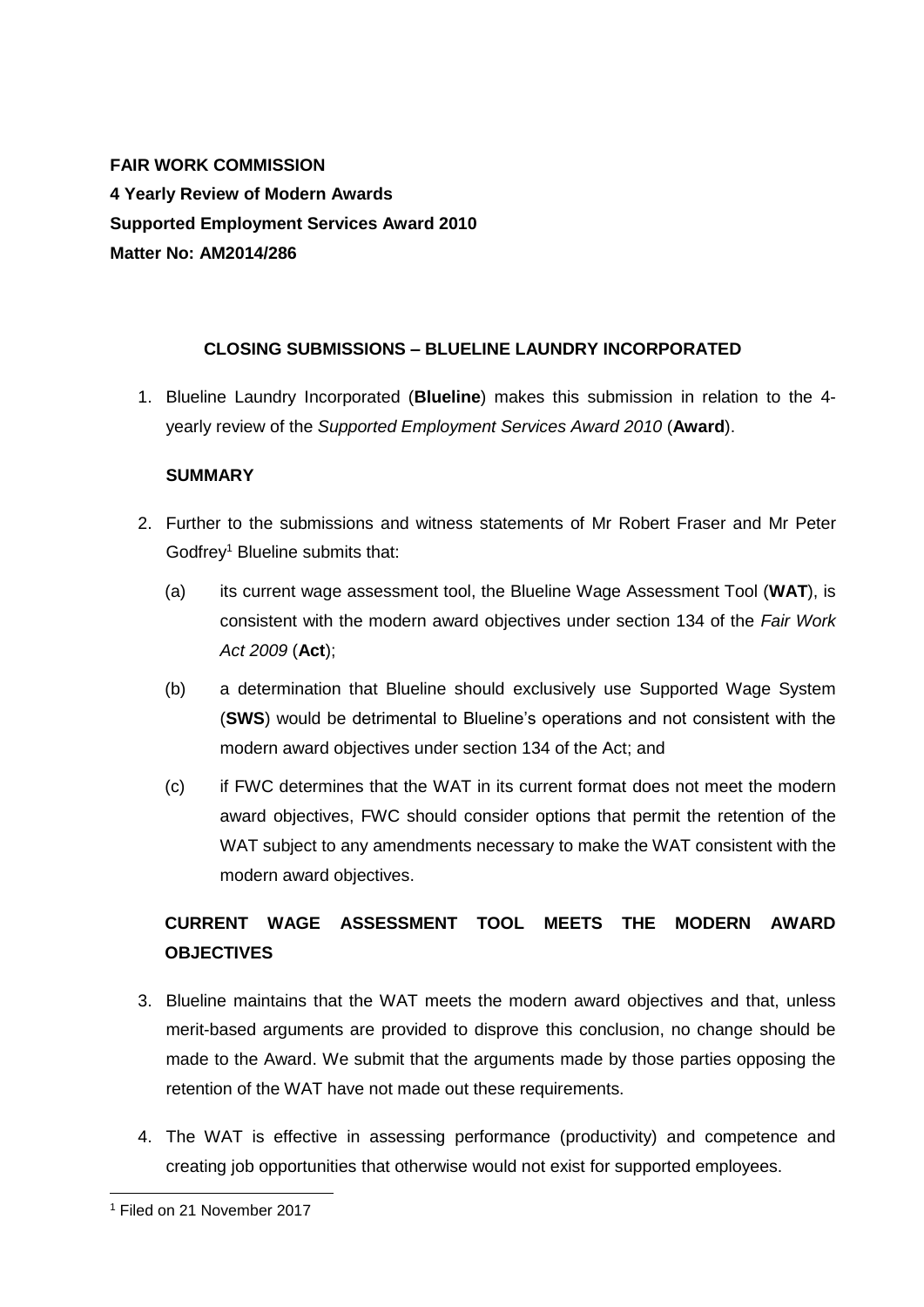**FAIR WORK COMMISSION**
**4 Yearly Review of Modern Awards**
**Supported Employment Services Award 2010**
**Matter No: AM2014/286**

## CLOSING SUBMISSIONS – BLUELINE LAUNDRY INCORPORATED

1. Blueline Laundry Incorporated (**Blueline**) makes this submission in relation to the 4-yearly review of the *Supported Employment Services Award 2010* (**Award**).

### SUMMARY

2. Further to the submissions and witness statements of Mr Robert Fraser and Mr Peter Godfrey[1] Blueline submits that:

   (a) its current wage assessment tool, the Blueline Wage Assessment Tool (**WAT**), is consistent with the modern award objectives under section 134 of the *Fair Work Act 2009* (**Act**);

   (b) a determination that Blueline should exclusively use Supported Wage System (**SWS**) would be detrimental to Blueline's operations and not consistent with the modern award objectives under section 134 of the Act; and

   (c) if FWC determines that the WAT in its current format does not meet the modern award objectives, FWC should consider options that permit the retention of the WAT subject to any amendments necessary to make the WAT consistent with the modern award objectives.

### CURRENT WAGE ASSESSMENT TOOL MEETS THE MODERN AWARD OBJECTIVES

3. Blueline maintains that the WAT meets the modern award objectives and that, unless merit-based arguments are provided to disprove this conclusion, no change should be made to the Award. We submit that the arguments made by those parties opposing the retention of the WAT have not made out these requirements.

4. The WAT is effective in assessing performance (productivity) and competence and creating job opportunities that otherwise would not exist for supported employees.

[1] Filed on 21 November 2017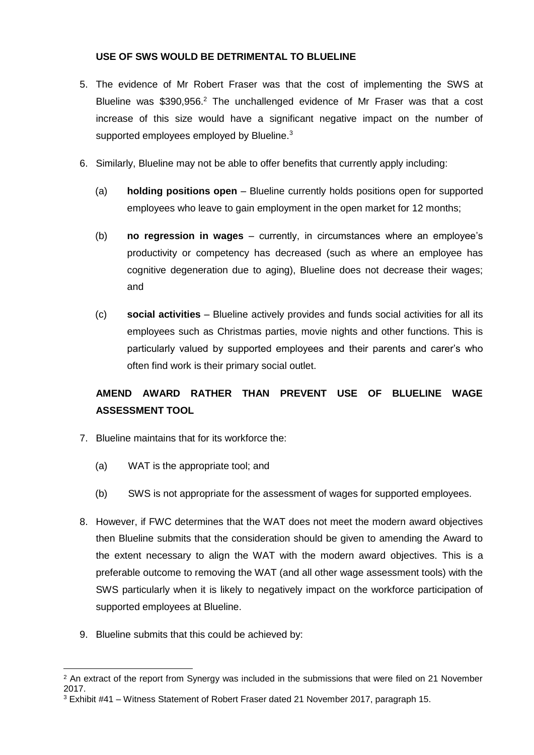## USE OF SWS WOULD BE DETRIMENTAL TO BLUELINE

5. The evidence of Mr Robert Fraser was that the cost of implementing the SWS at Blueline was $390,956.[2] The unchallenged evidence of Mr Fraser was that a cost increase of this size would have a significant negative impact on the number of supported employees employed by Blueline.[3]

6. Similarly, Blueline may not be able to offer benefits that currently apply including:

   (a) **holding positions open** – Blueline currently holds positions open for supported employees who leave to gain employment in the open market for 12 months;

   (b) **no regression in wages** – currently, in circumstances where an employee's productivity or competency has decreased (such as where an employee has cognitive degeneration due to aging), Blueline does not decrease their wages; and

   (c) **social activities** – Blueline actively provides and funds social activities for all its employees such as Christmas parties, movie nights and other functions. This is particularly valued by supported employees and their parents and carer's who often find work is their primary social outlet.

## AMEND AWARD RATHER THAN PREVENT USE OF BLUELINE WAGE ASSESSMENT TOOL

7. Blueline maintains that for its workforce the:

   (a) WAT is the appropriate tool; and

   (b) SWS is not appropriate for the assessment of wages for supported employees.

8. However, if FWC determines that the WAT does not meet the modern award objectives then Blueline submits that the consideration should be given to amending the Award to the extent necessary to align the WAT with the modern award objectives. This is a preferable outcome to removing the WAT (and all other wage assessment tools) with the SWS particularly when it is likely to negatively impact on the workforce participation of supported employees at Blueline.

9. Blueline submits that this could be achieved by:

---

[2] An extract of the report from Synergy was included in the submissions that were filed on 21 November 2017.

[3] Exhibit #41 – Witness Statement of Robert Fraser dated 21 November 2017, paragraph 15.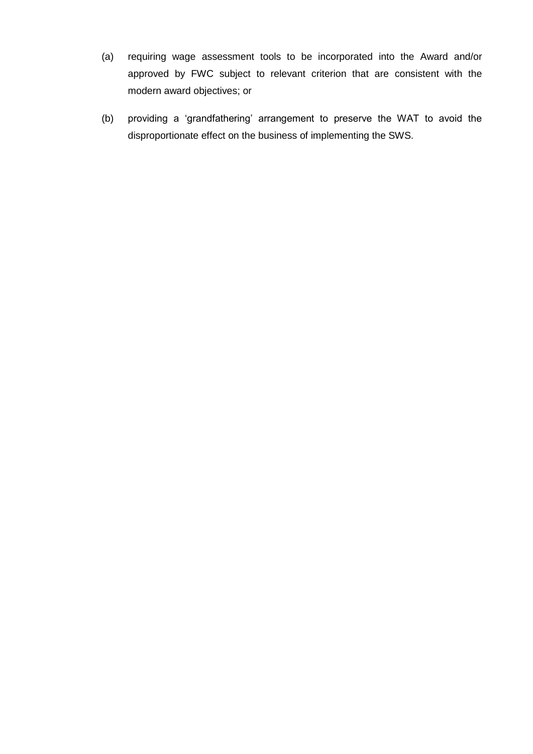(a) requiring wage assessment tools to be incorporated into the Award and/or approved by FWC subject to relevant criterion that are consistent with the modern award objectives; or

(b) providing a 'grandfathering' arrangement to preserve the WAT to avoid the disproportionate effect on the business of implementing the SWS.